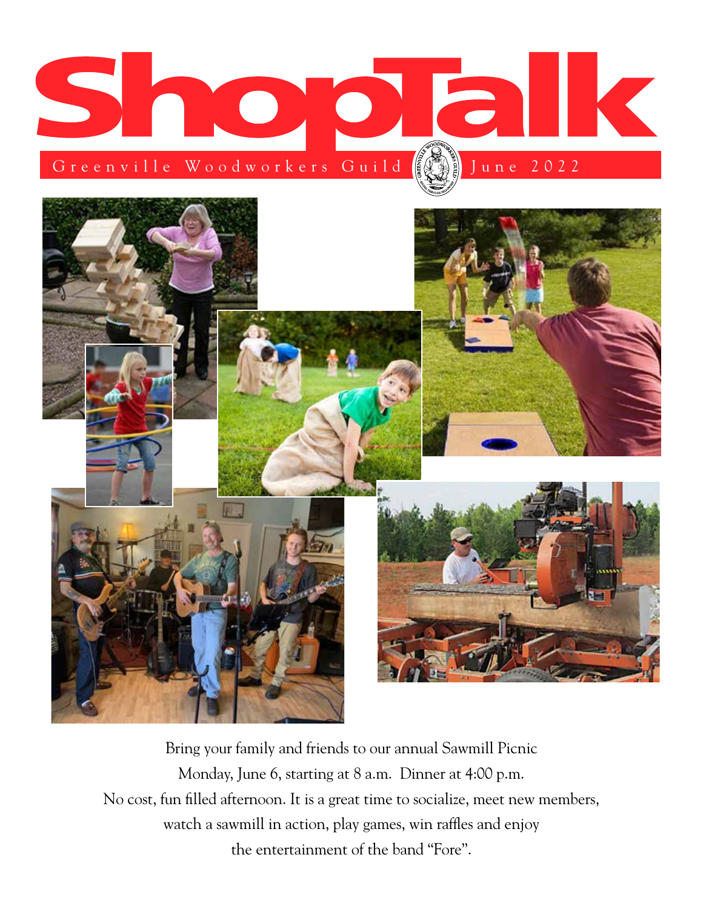# ShopTalk

Greenville Woodworkers Guild — June 2022

Bring your family and friends to our annual Sawmill Picnic
Monday, June 6, starting at 8 a.m. Dinner at 4:00 p.m.
No cost, fun filled afternoon. It is a great time to socialize, meet new members, watch a sawmill in action, play games, win raffles and enjoy the entertainment of the band "Fore".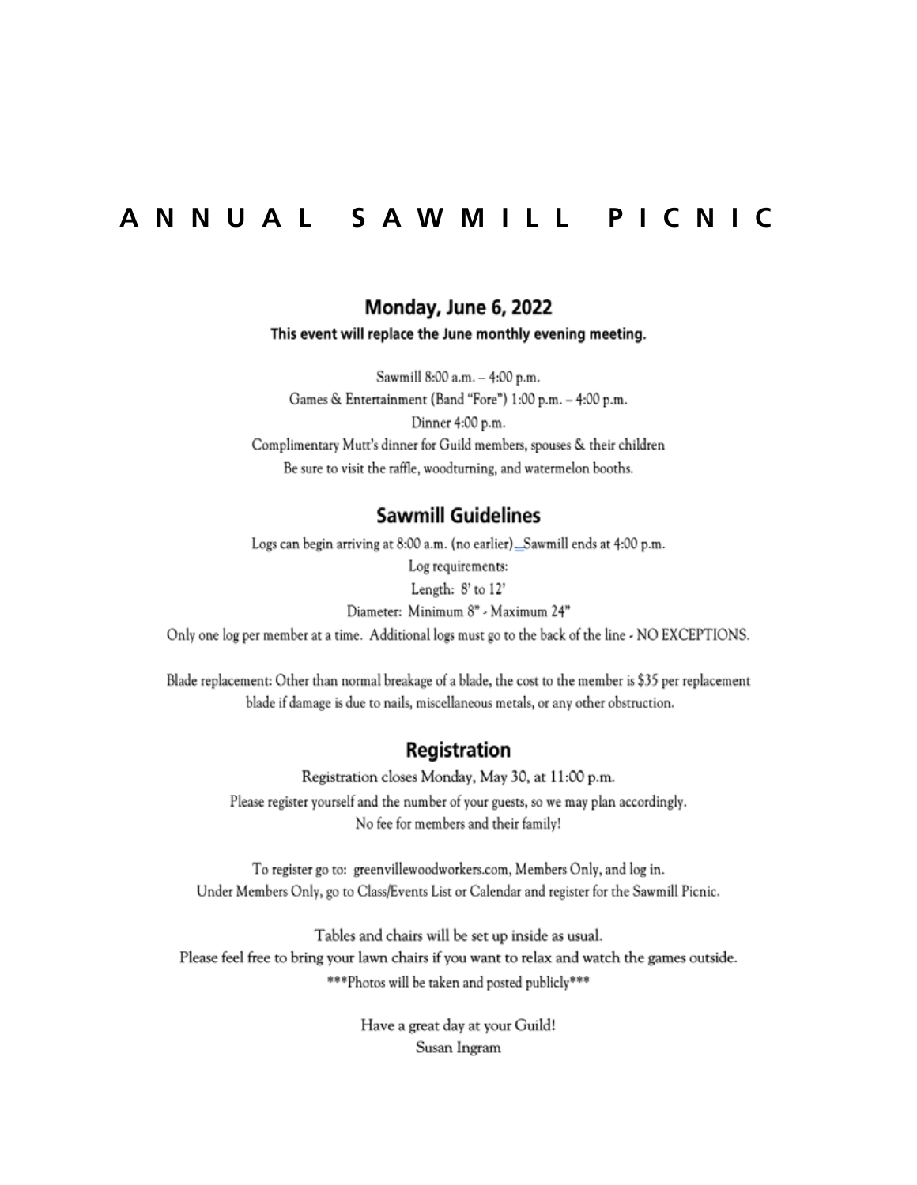# ANNUAL SAWMILL PICNIC

## Monday, June 6, 2022

**This event will replace the June monthly evening meeting.**

Sawmill 8:00 a.m. – 4:00 p.m.
Games & Entertainment (Band "Fore") 1:00 p.m. – 4:00 p.m.
Dinner 4:00 p.m.
Complimentary Mutt's dinner for Guild members, spouses & their children
Be sure to visit the raffle, woodturning, and watermelon booths.

## Sawmill Guidelines

Logs can begin arriving at 8:00 a.m. (no earlier). Sawmill ends at 4:00 p.m.
Log requirements:
Length: 8' to 12'
Diameter: Minimum 8" - Maximum 24"
Only one log per member at a time. Additional logs must go to the back of the line - NO EXCEPTIONS.

Blade replacement: Other than normal breakage of a blade, the cost to the member is $35 per replacement blade if damage is due to nails, miscellaneous metals, or any other obstruction.

## Registration

Registration closes Monday, May 30, at 11:00 p.m.
Please register yourself and the number of your guests, so we may plan accordingly.
No fee for members and their family!

To register go to: greenvillewoodworkers.com, Members Only, and log in.
Under Members Only, go to Class/Events List or Calendar and register for the Sawmill Picnic.

Tables and chairs will be set up inside as usual.
Please feel free to bring your lawn chairs if you want to relax and watch the games outside.
***Photos will be taken and posted publicly***

Have a great day at your Guild!
Susan Ingram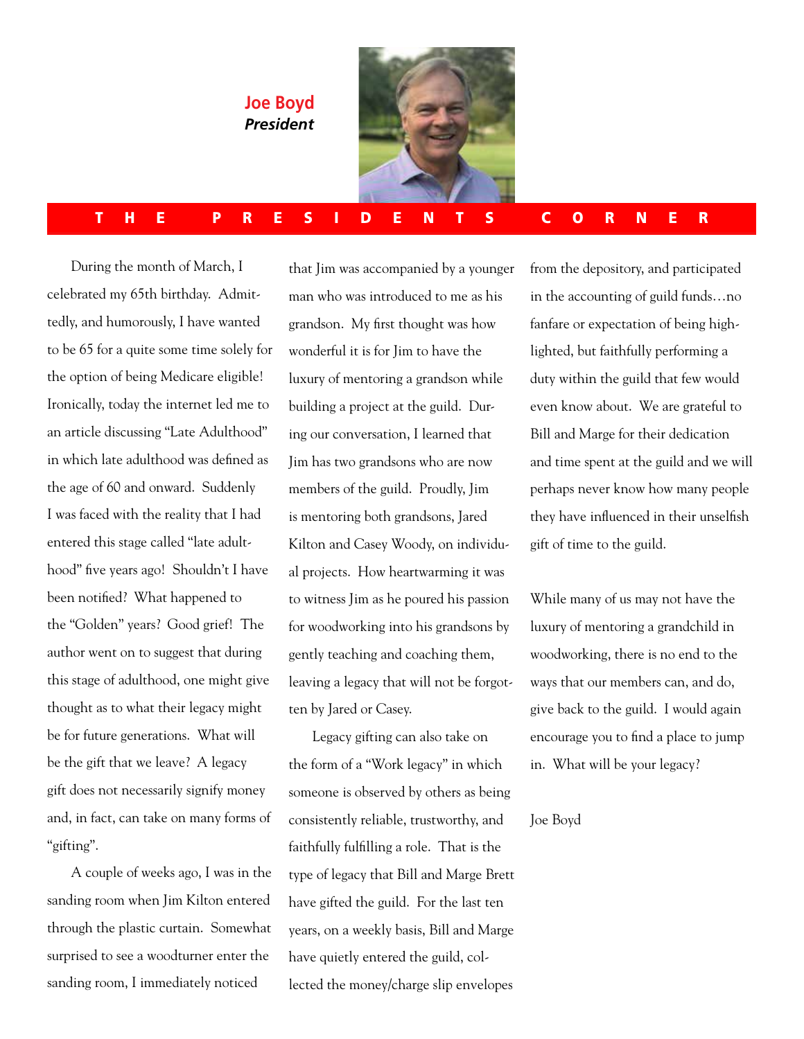**Joe Boyd**
***President***

# THE PRESIDENTS CORNER

During the month of March, I celebrated my 65th birthday. Admittedly, and humorously, I have wanted to be 65 for a quite some time solely for the option of being Medicare eligible! Ironically, today the internet led me to an article discussing "Late Adulthood" in which late adulthood was defined as the age of 60 and onward. Suddenly I was faced with the reality that I had entered this stage called "late adulthood" five years ago! Shouldn't I have been notified? What happened to the "Golden" years? Good grief! The author went on to suggest that during this stage of adulthood, one might give thought as to what their legacy might be for future generations. What will be the gift that we leave? A legacy gift does not necessarily signify money and, in fact, can take on many forms of "gifting".

A couple of weeks ago, I was in the sanding room when Jim Kilton entered through the plastic curtain. Somewhat surprised to see a woodturner enter the sanding room, I immediately noticed that Jim was accompanied by a younger man who was introduced to me as his grandson. My first thought was how wonderful it is for Jim to have the luxury of mentoring a grandson while building a project at the guild. During our conversation, I learned that Jim has two grandsons who are now members of the guild. Proudly, Jim is mentoring both grandsons, Jared Kilton and Casey Woody, on individual projects. How heartwarming it was to witness Jim as he poured his passion for woodworking into his grandsons by gently teaching and coaching them, leaving a legacy that will not be forgotten by Jared or Casey.

Legacy gifting can also take on the form of a "Work legacy" in which someone is observed by others as being consistently reliable, trustworthy, and faithfully fulfilling a role. That is the type of legacy that Bill and Marge Brett have gifted the guild. For the last ten years, on a weekly basis, Bill and Marge have quietly entered the guild, collected the money/charge slip envelopes from the depository, and participated in the accounting of guild funds…no fanfare or expectation of being highlighted, but faithfully performing a duty within the guild that few would even know about. We are grateful to Bill and Marge for their dedication and time spent at the guild and we will perhaps never know how many people they have influenced in their unselfish gift of time to the guild.

While many of us may not have the luxury of mentoring a grandchild in woodworking, there is no end to the ways that our members can, and do, give back to the guild. I would again encourage you to find a place to jump in. What will be your legacy?

Joe Boyd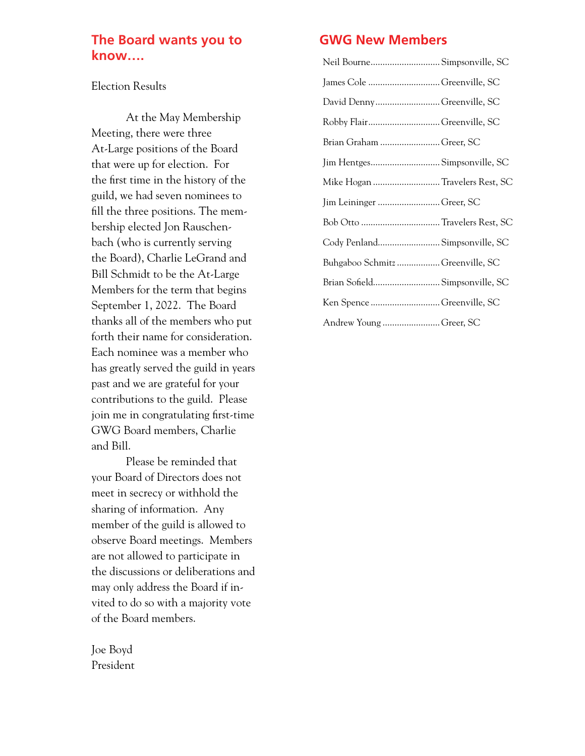## The Board wants you to know….

Election Results

At the May Membership Meeting, there were three At-Large positions of the Board that were up for election. For the first time in the history of the guild, we had seven nominees to fill the three positions. The membership elected Jon Rauschenbach (who is currently serving the Board), Charlie LeGrand and Bill Schmidt to be the At-Large Members for the term that begins September 1, 2022. The Board thanks all of the members who put forth their name for consideration. Each nominee was a member who has greatly served the guild in years past and we are grateful for your contributions to the guild. Please join me in congratulating first-time GWG Board members, Charlie and Bill.

Please be reminded that your Board of Directors does not meet in secrecy or withhold the sharing of information. Any member of the guild is allowed to observe Board meetings. Members are not allowed to participate in the discussions or deliberations and may only address the Board if invited to do so with a majority vote of the Board members.

Joe Boyd
President

## GWG New Members

Neil Bourne............................. Simpsonville, SC

James Cole .............................. Greenville, SC

David Denny........................... Greenville, SC

Robby Flair.............................. Greenville, SC

Brian Graham ......................... Greer, SC

Jim Hentges............................. Simpsonville, SC

Mike Hogan ............................ Travelers Rest, SC

Jim Leininger .......................... Greer, SC

Bob Otto ................................. Travelers Rest, SC

Cody Penland.......................... Simpsonville, SC

Buhgaboo Schmitz .................. Greenville, SC

Brian Sofield............................ Simpsonville, SC

Ken Spence ............................. Greenville, SC

Andrew Young ........................ Greer, SC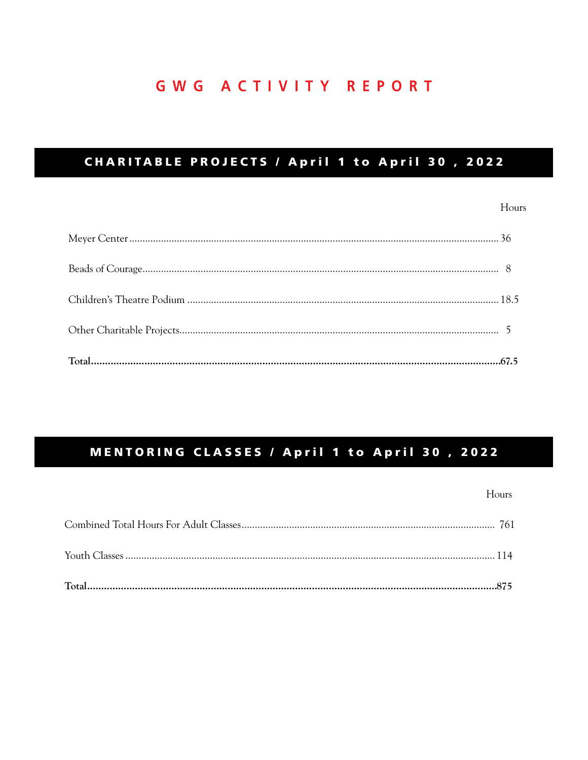# GWG ACTIVITY REPORT

## CHARITABLE PROJECTS / April 1 to April 30, 2022

| | Hours |
|---|---|
| Meyer Center | 36 |
| Beads of Courage | 8 |
| Children's Theatre Podium | 18.5 |
| Other Charitable Projects | 5 |
| **Total** | **67.5** |

## MENTORING CLASSES / April 1 to April 30, 2022

| | Hours |
|---|---|
| Combined Total Hours For Adult Classes | 761 |
| Youth Classes | 114 |
| **Total** | **875** |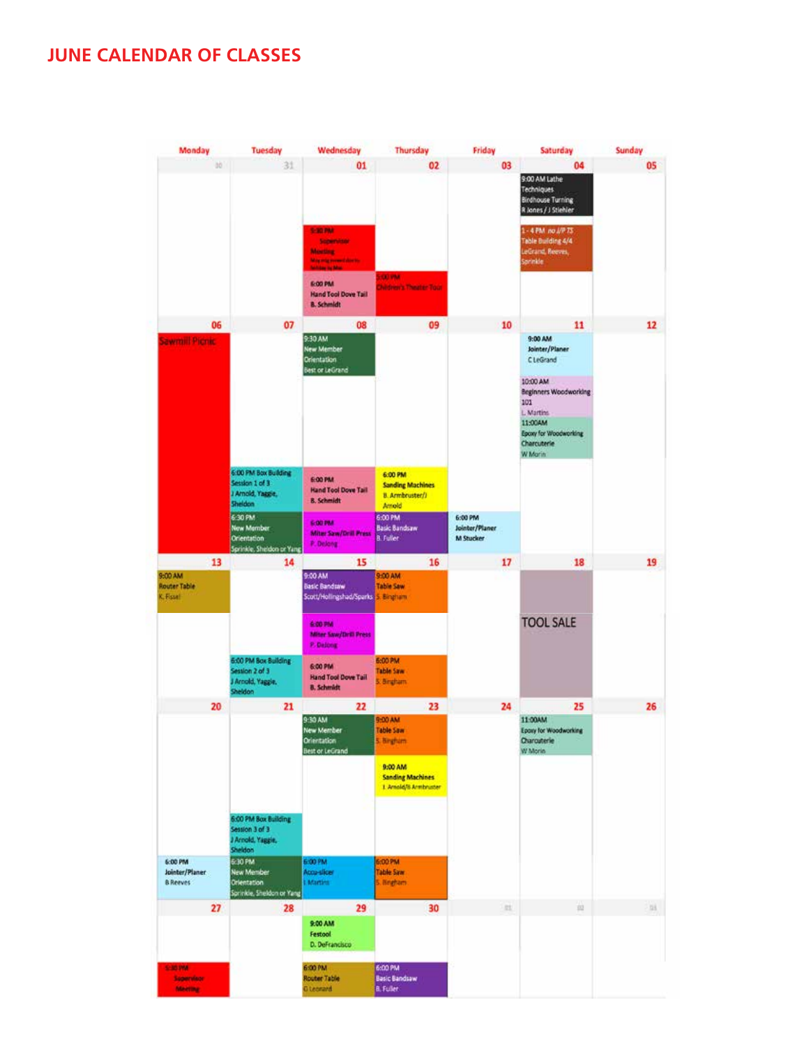# JUNE CALENDAR OF CLASSES

| Monday | Tuesday | Wednesday | Thursday | Friday | Saturday | Sunday |
|---|---|---|---|---|---|---|
| 30 | 31 | 01<br>5:30 PM Supervisor Meeting<br>6:00 PM Hand Tool Dove Tail B. Schmidt | 02<br>5:00 PM Children's Theater Tour | 03 | 04<br>9:00 AM Lathe Techniques Birdhouse Turning R Jones / J Stiehler<br>1 - 4 PM no J/P TS Table Building 4/4 LeGrand, Reeves, Sprinkle | 05 |
| 06<br>Sawmill Picnic | 07<br>6:00 PM Box Building Session 1 of 3 J Arnold, Yaggie, Sheldon<br>6:30 PM New Member Orientation Sprinkle, Sheldon or Yang | 08<br>9:30 AM New Member Orientation Best or LeGrand<br>6:00 PM Hand Tool Dove Tail B. Schmidt<br>6:00 PM Miter Saw/Drill Press P. DeJong | 09<br>6:00 PM Sanding Machines B. Armbruster/J Arnold<br>6:00 PM Basic Bandsaw B. Fuller | 10<br>6:00 PM Jointer/Planer M Stucker | 11<br>9:00 AM Jointer/Planer C LeGrand<br>10:00 AM Beginners Woodworking 101 L Martins<br>11:00AM Epoxy for Woodworking Charcuterie W Morin | 12 |
| 13<br>9:00 AM Router Table K. Fissel | 14<br>6:00 PM Box Building Session 2 of 3 J Arnold, Yaggie, Sheldon | 15<br>9:00 AM Basic Bandsaw Scott/Hollingshead/Sparks<br>6:00 PM Miter Saw/Drill Press P. DeJong<br>6:00 PM Hand Tool Dove Tail B. Schmidt | 16<br>9:00 AM Table Saw S. Bingham<br>6:00 PM Table Saw S. Bingham | 17 | 18<br>TOOL SALE | 19 |
| 20<br>6:00 PM Jointer/Planer B Reeves | 21<br>6:00 PM Box Building Session 3 of 3 J Arnold, Yaggie, Sheldon<br>6:30 PM New Member Orientation Sprinkle, Sheldon or Yang | 22<br>9:30 AM New Member Orientation Best or LeGrand<br>6:00 PM Accu-slicer L Martins | 23<br>9:00 AM Table Saw S. Bingham<br>9:00 AM Sanding Machines J. Arnold/B Armbruster<br>6:00 PM Table Saw S. Bingham | 24 | 25<br>11:00AM Epoxy for Woodworking Charcuterie W Morin | 26 |
| 27<br>5:30 PM Supervisor Meeting | 28 | 29<br>9:00 AM Festool D. DeFrancisco<br>6:00 PM Router Table G Leonard | 30<br>6:00 PM Basic Bandsaw B. Fuller | 01 | 02 | 03 |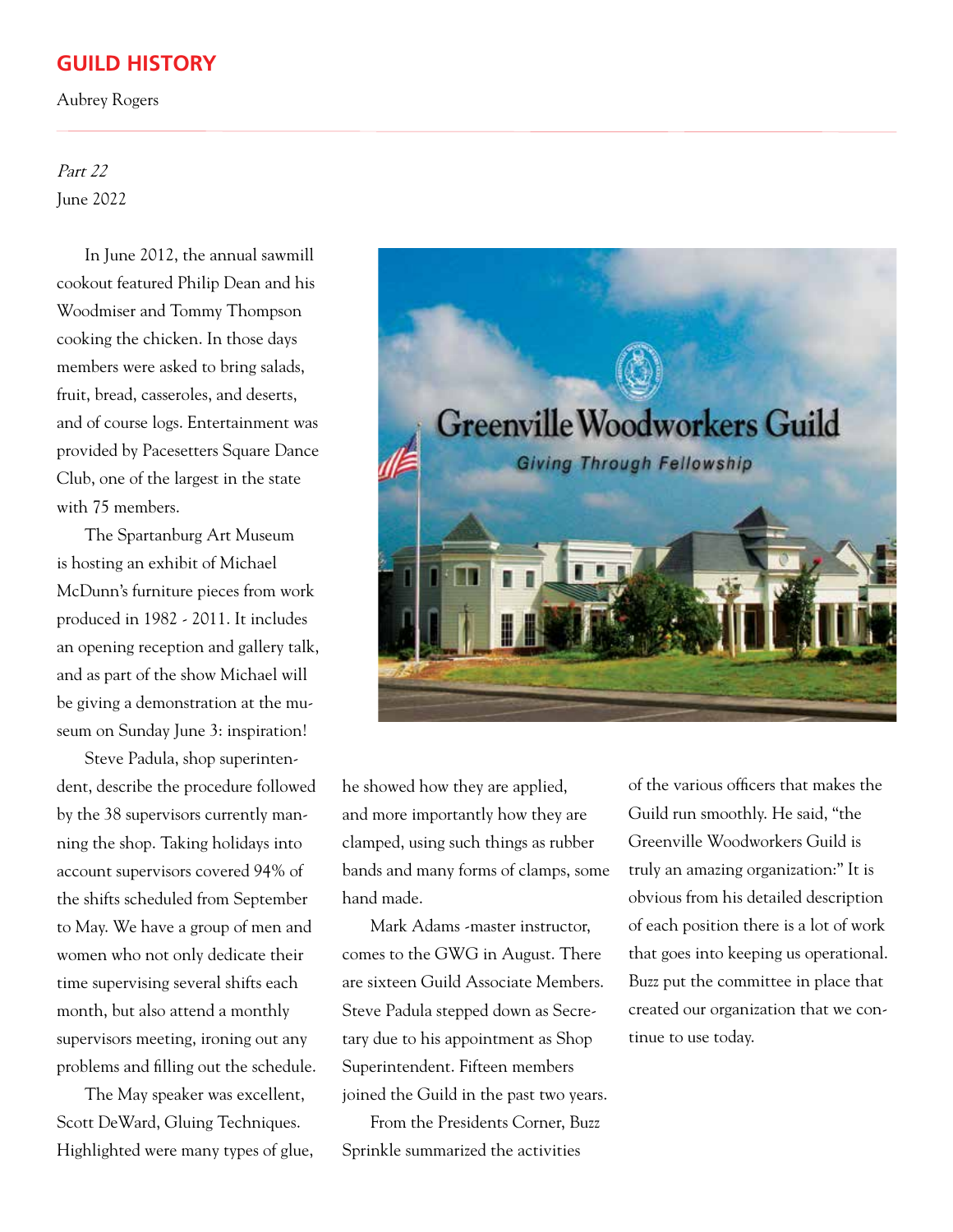## GUILD HISTORY

Aubrey Rogers

*Part 22*

June 2022

In June 2012, the annual sawmill cookout featured Philip Dean and his Woodmiser and Tommy Thompson cooking the chicken. In those days members were asked to bring salads, fruit, bread, casseroles, and deserts, and of course logs. Entertainment was provided by Pacesetters Square Dance Club, one of the largest in the state with 75 members.

The Spartanburg Art Museum is hosting an exhibit of Michael McDunn's furniture pieces from work produced in 1982 - 2011. It includes an opening reception and gallery talk, and as part of the show Michael will be giving a demonstration at the museum on Sunday June 3: inspiration!

Steve Padula, shop superintendent, describe the procedure followed by the 38 supervisors currently manning the shop. Taking holidays into account supervisors covered 94% of the shifts scheduled from September to May. We have a group of men and women who not only dedicate their time supervising several shifts each month, but also attend a monthly supervisors meeting, ironing out any problems and filling out the schedule.

The May speaker was excellent, Scott DeWard, Gluing Techniques. Highlighted were many types of glue, he showed how they are applied, and more importantly how they are clamped, using such things as rubber bands and many forms of clamps, some hand made.

Mark Adams -master instructor, comes to the GWG in August. There are sixteen Guild Associate Members. Steve Padula stepped down as Secretary due to his appointment as Shop Superintendent. Fifteen members joined the Guild in the past two years.

From the Presidents Corner, Buzz Sprinkle summarized the activities of the various officers that makes the Guild run smoothly. He said, "the Greenville Woodworkers Guild is truly an amazing organization:" It is obvious from his detailed description of each position there is a lot of work that goes into keeping us operational. Buzz put the committee in place that created our organization that we continue to use today.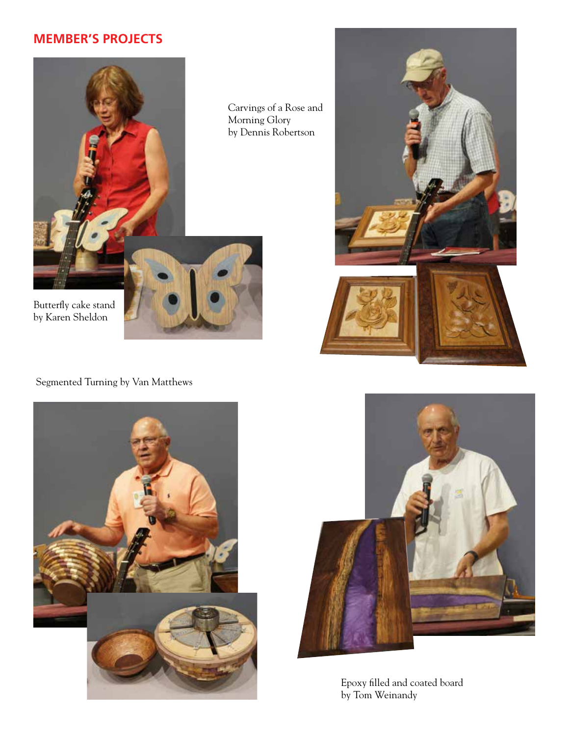## MEMBER'S PROJECTS

Carvings of a Rose and Morning Glory by Dennis Robertson

Butterfly cake stand by Karen Sheldon

Segmented Turning by Van Matthews

Epoxy filled and coated board by Tom Weinandy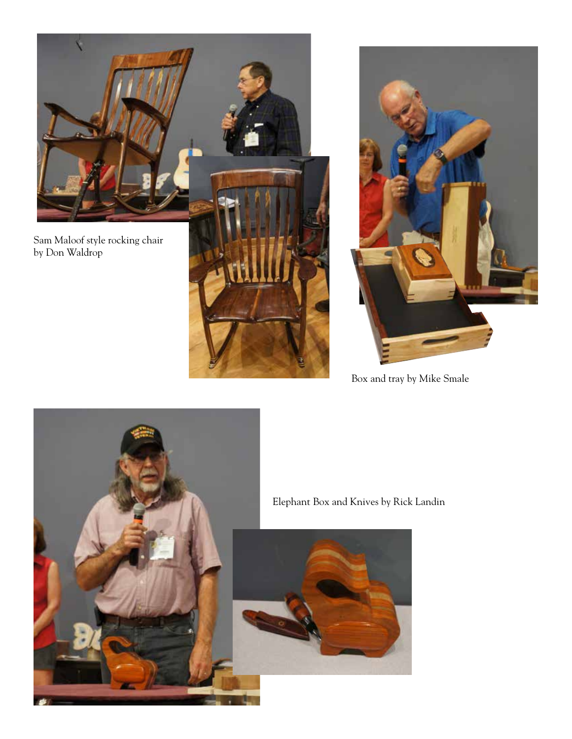Sam Maloof style rocking chair by Don Waldrop

Box and tray by Mike Smale

Elephant Box and Knives by Rick Landin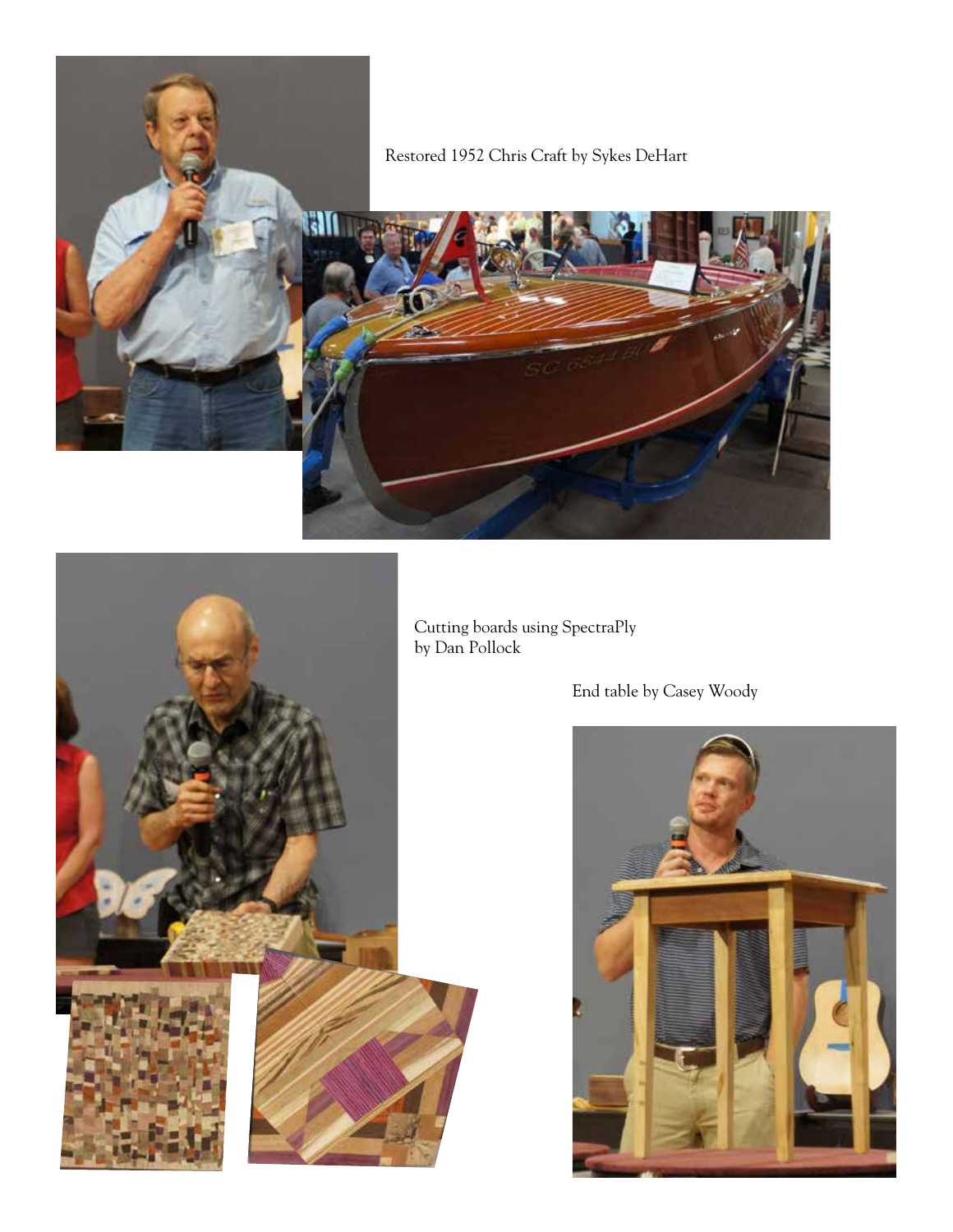Restored 1952 Chris Craft by Sykes DeHart

Cutting boards using SpectraPly by Dan Pollock

End table by Casey Woody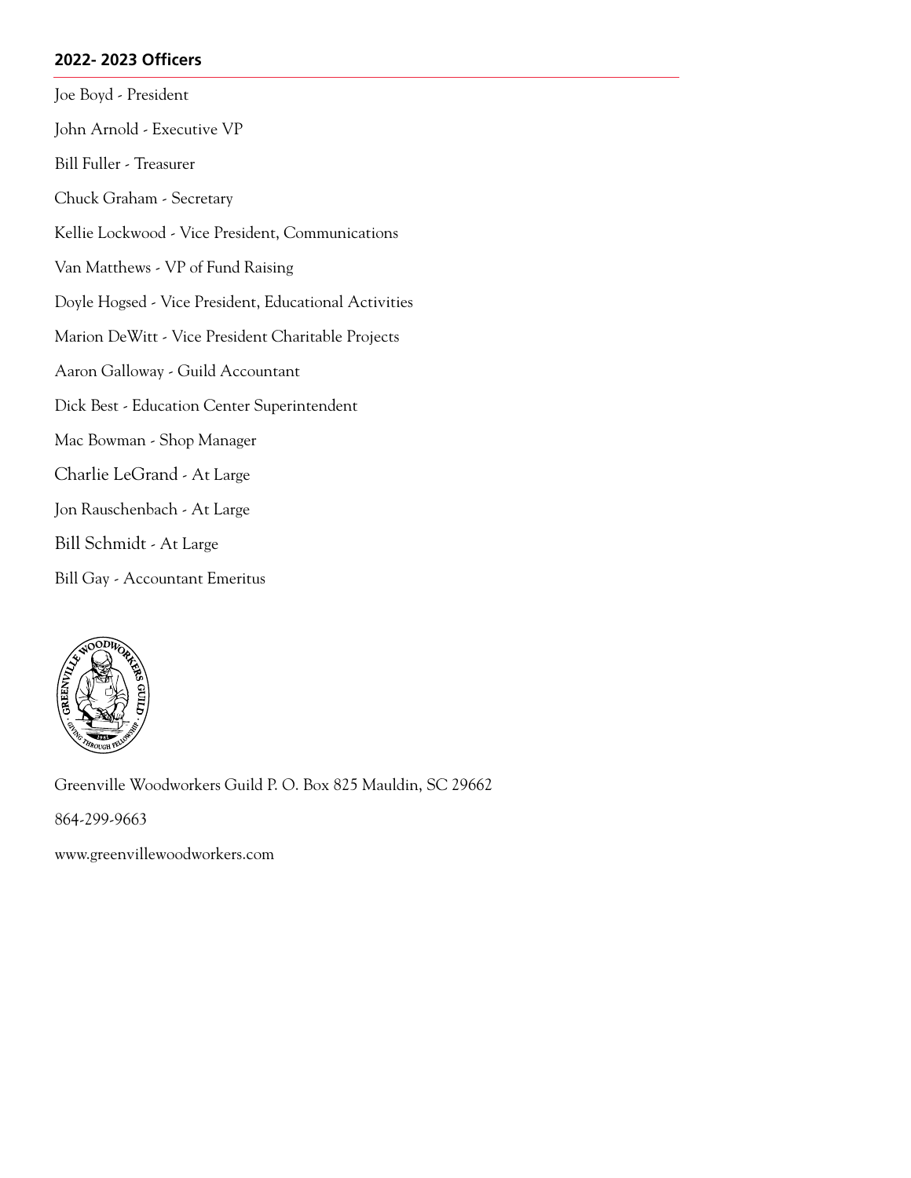## 2022- 2023 Officers

Joe Boyd - President

John Arnold - Executive VP

Bill Fuller - Treasurer

Chuck Graham - Secretary

Kellie Lockwood - Vice President, Communications

Van Matthews - VP of Fund Raising

Doyle Hogsed - Vice President, Educational Activities

Marion DeWitt - Vice President Charitable Projects

Aaron Galloway - Guild Accountant

Dick Best - Education Center Superintendent

Mac Bowman - Shop Manager

Charlie LeGrand - At Large

Jon Rauschenbach - At Large

Bill Schmidt - At Large

Bill Gay - Accountant Emeritus

Greenville Woodworkers Guild P. O. Box 825 Mauldin, SC 29662

864-299-9663

www.greenvillewoodworkers.com